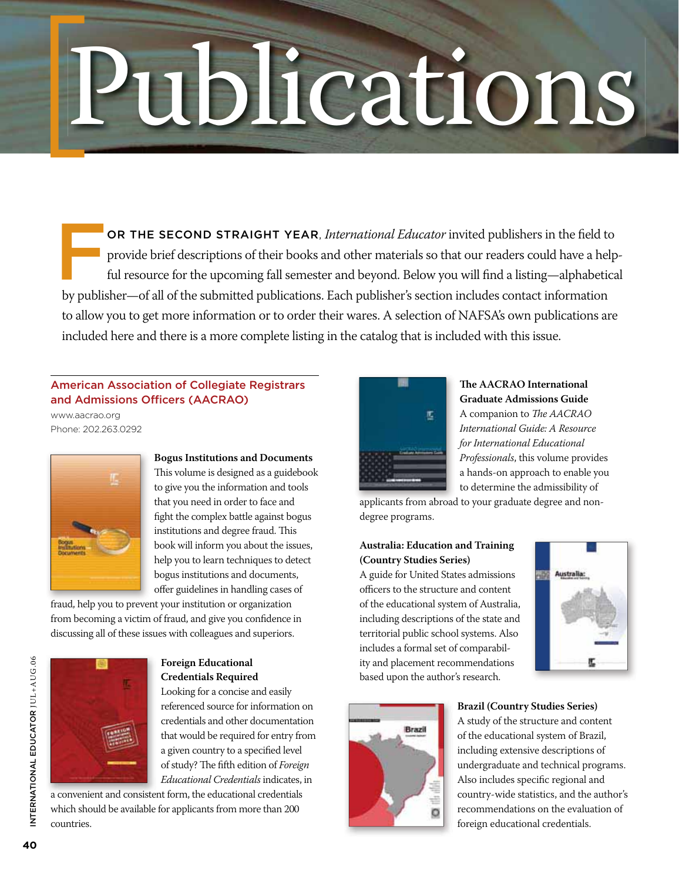# Publications

**FOR THE SECOND STRAIGHT YEAR**, *International Educator* invited publishers in the field to provide brief descriptions of their books and other materials so that our readers could have a helpful resource for the upcoming fall semester and beyond. Below you will find a listing—alphabetical by publisher—of all of the submitted publications. Each publisher's section includes contact information to allow you to get more information or to order their wares. A selection of NAFSA's own publications are included here and there is a more complete listing in the catalog that is included with this issue.

## American Association of Collegiate Registrars and Admissions Officers (AACRAO)

www.aacrao.org
Phone: 202.263.0292

**Bogus Institutions and Documents**
This volume is designed as a guidebook to give you the information and tools that you need in order to face and fight the complex battle against bogus institutions and degree fraud. This book will inform you about the issues, help you to learn techniques to detect bogus institutions and documents, offer guidelines in handling cases of fraud, help you to prevent your institution or organization from becoming a victim of fraud, and give you confidence in discussing all of these issues with colleagues and superiors.

**Foreign Educational Credentials Required**
Looking for a concise and easily referenced source for information on credentials and other documentation that would be required for entry from a given country to a specified level of study? The fifth edition of *Foreign Educational Credentials* indicates, in a convenient and consistent form, the educational credentials which should be available for applicants from more than 200 countries.

**The AACRAO International Graduate Admissions Guide**
A companion to *The AACRAO International Guide: A Resource for International Educational Professionals*, this volume provides a hands-on approach to enable you to determine the admissibility of applicants from abroad to your graduate degree and non-degree programs.

**Australia: Education and Training (Country Studies Series)**
A guide for United States admissions officers to the structure and content of the educational system of Australia, including descriptions of the state and territorial public school systems. Also includes a formal set of comparability and placement recommendations based upon the author's research.

**Brazil (Country Studies Series)**
A study of the structure and content of the educational system of Brazil, including extensive descriptions of undergraduate and technical programs. Also includes specific regional and country-wide statistics, and the author's recommendations on the evaluation of foreign educational credentials.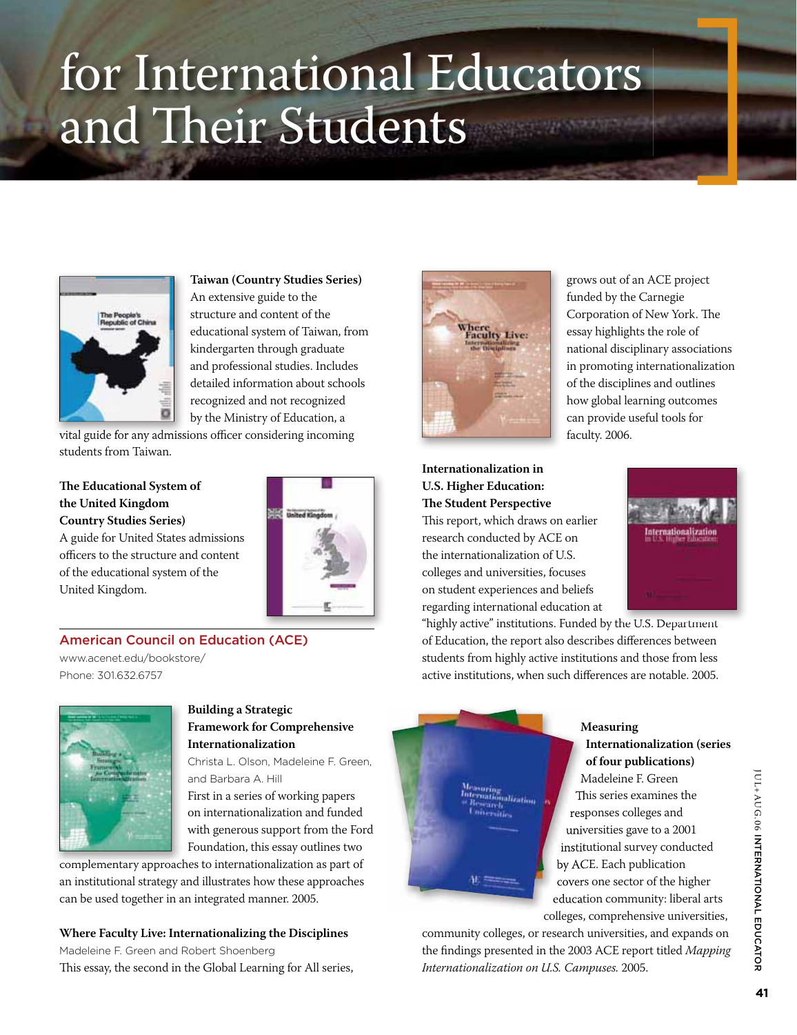# for International Educators and Their Students

**Taiwan (Country Studies Series)**
An extensive guide to the structure and content of the educational system of Taiwan, from kindergarten through graduate and professional studies. Includes detailed information about schools recognized and not recognized by the Ministry of Education, a vital guide for any admissions officer considering incoming students from Taiwan.

**The Educational System of the United Kingdom Country Studies Series)**
A guide for United States admissions officers to the structure and content of the educational system of the United Kingdom.

## American Council on Education (ACE)

www.acenet.edu/bookstore/
Phone: 301.632.6757

**Building a Strategic Framework for Comprehensive Internationalization**
Christa L. Olson, Madeleine F. Green, and Barbara A. Hill
First in a series of working papers on internationalization and funded with generous support from the Ford Foundation, this essay outlines two complementary approaches to internationalization as part of an institutional strategy and illustrates how these approaches can be used together in an integrated manner. 2005.

**Where Faculty Live: Internationalizing the Disciplines**
Madeleine F. Green and Robert Shoenberg
This essay, the second in the Global Learning for All series, grows out of an ACE project funded by the Carnegie Corporation of New York. The essay highlights the role of national disciplinary associations in promoting internationalization of the disciplines and outlines how global learning outcomes can provide useful tools for faculty. 2006.

**Internationalization in U.S. Higher Education: The Student Perspective**
This report, which draws on earlier research conducted by ACE on the internationalization of U.S. colleges and universities, focuses on student experiences and beliefs regarding international education at "highly active" institutions. Funded by the U.S. Department of Education, the report also describes differences between students from highly active institutions and those from less active institutions, when such differences are notable. 2005.

**Measuring Internationalization (series of four publications)**
Madeleine F. Green
This series examines the responses colleges and universities gave to a 2001 institutional survey conducted by ACE. Each publication covers one sector of the higher education community: liberal arts colleges, comprehensive universities, community colleges, or research universities, and expands on the findings presented in the 2003 ACE report titled *Mapping Internationalization on U.S. Campuses.* 2005.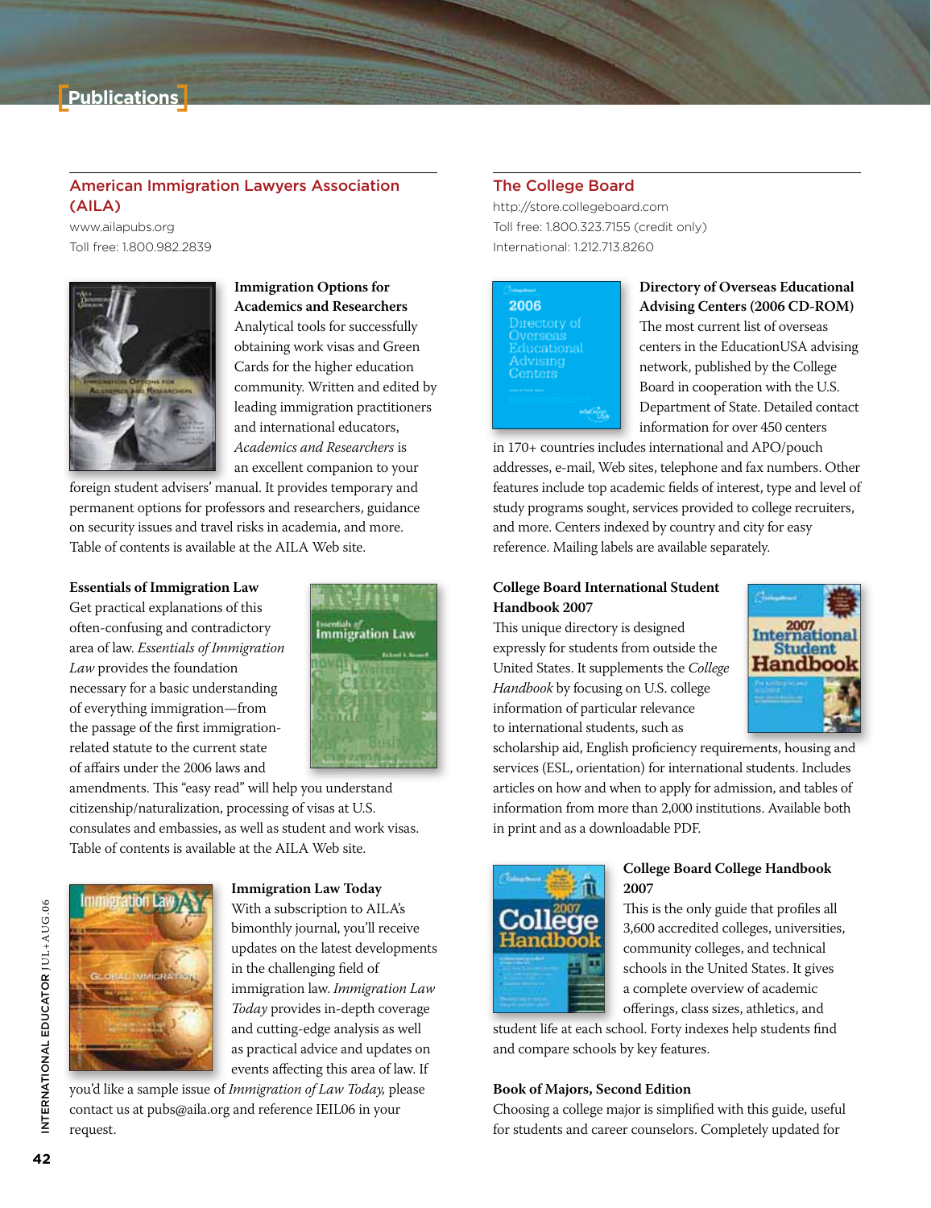# Publications

## American Immigration Lawyers Association (AILA)

www.ailapubs.org

Toll free: 1.800.982.2839

**Immigration Options for Academics and Researchers**

Analytical tools for successfully obtaining work visas and Green Cards for the higher education community. Written and edited by leading immigration practitioners and international educators, *Academics and Researchers* is an excellent companion to your foreign student advisers' manual. It provides temporary and permanent options for professors and researchers, guidance on security issues and travel risks in academia, and more. Table of contents is available at the AILA Web site.

**Essentials of Immigration Law**

Get practical explanations of this often-confusing and contradictory area of law. *Essentials of Immigration Law* provides the foundation necessary for a basic understanding of everything immigration—from the passage of the first immigration-related statute to the current state of affairs under the 2006 laws and amendments. This "easy read" will help you understand citizenship/naturalization, processing of visas at U.S. consulates and embassies, as well as student and work visas. Table of contents is available at the AILA Web site.

**Immigration Law Today**

With a subscription to AILA's bimonthly journal, you'll receive updates on the latest developments in the challenging field of immigration law. *Immigration Law Today* provides in-depth coverage and cutting-edge analysis as well as practical advice and updates on events affecting this area of law. If you'd like a sample issue of *Immigration of Law Today,* please contact us at pubs@aila.org and reference IEIL06 in your request.

## The College Board

http://store.collegeboard.com

Toll free: 1.800.323.7155 (credit only)

International: 1.212.713.8260

**Directory of Overseas Educational Advising Centers (2006 CD-ROM)**

The most current list of overseas centers in the EducationUSA advising network, published by the College Board in cooperation with the U.S. Department of State. Detailed contact information for over 450 centers in 170+ countries includes international and APO/pouch addresses, e-mail, Web sites, telephone and fax numbers. Other features include top academic fields of interest, type and level of study programs sought, services provided to college recruiters, and more. Centers indexed by country and city for easy reference. Mailing labels are available separately.

**College Board International Student Handbook 2007**

This unique directory is designed expressly for students from outside the United States. It supplements the *College Handbook* by focusing on U.S. college information of particular relevance to international students, such as scholarship aid, English proficiency requirements, housing and services (ESL, orientation) for international students. Includes articles on how and when to apply for admission, and tables of information from more than 2,000 institutions. Available both in print and as a downloadable PDF.

**College Board College Handbook 2007**

This is the only guide that profiles all 3,600 accredited colleges, universities, community colleges, and technical schools in the United States. It gives a complete overview of academic offerings, class sizes, athletics, and student life at each school. Forty indexes help students find and compare schools by key features.

**Book of Majors, Second Edition**

Choosing a college major is simplified with this guide, useful for students and career counselors. Completely updated for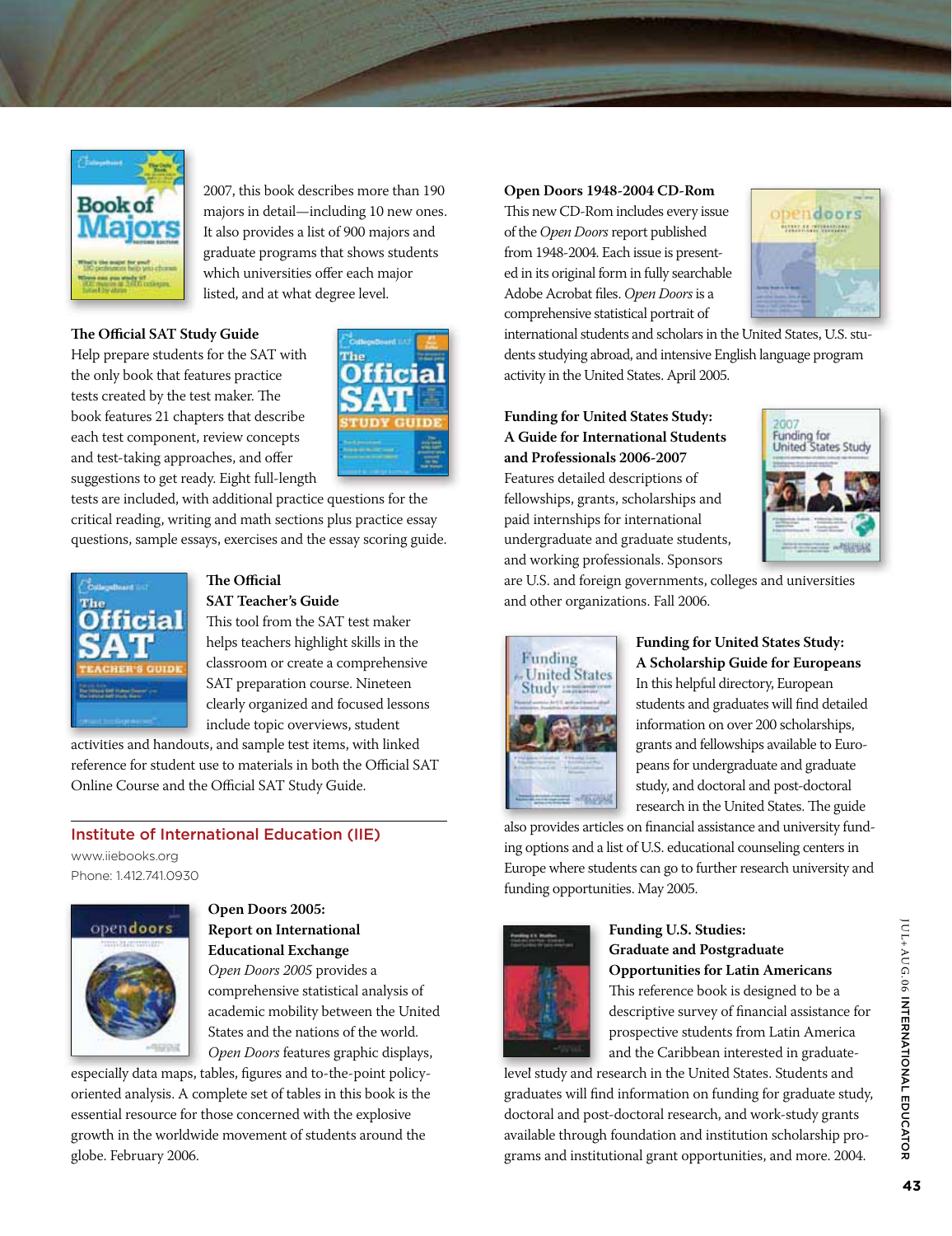2007, this book describes more than 190 majors in detail—including 10 new ones. It also provides a list of 900 majors and graduate programs that shows students which universities offer each major listed, and at what degree level.

**The Official SAT Study Guide**
Help prepare students for the SAT with the only book that features practice tests created by the test maker. The book features 21 chapters that describe each test component, review concepts and test-taking approaches, and offer suggestions to get ready. Eight full-length tests are included, with additional practice questions for the critical reading, writing and math sections plus practice essay questions, sample essays, exercises and the essay scoring guide.

**The Official SAT Teacher's Guide**
This tool from the SAT test maker helps teachers highlight skills in the classroom or create a comprehensive SAT preparation course. Nineteen clearly organized and focused lessons include topic overviews, student activities and handouts, and sample test items, with linked reference for student use to materials in both the Official SAT Online Course and the Official SAT Study Guide.

## Institute of International Education (IIE)

www.iiebooks.org
Phone: 1.412.741.0930

**Open Doors 2005: Report on International Educational Exchange**
*Open Doors 2005* provides a comprehensive statistical analysis of academic mobility between the United States and the nations of the world. *Open Doors* features graphic displays, especially data maps, tables, figures and to-the-point policy-oriented analysis. A complete set of tables in this book is the essential resource for those concerned with the explosive growth in the worldwide movement of students around the globe. February 2006.

**Open Doors 1948-2004 CD-Rom**
This new CD-Rom includes every issue of the *Open Doors* report published from 1948-2004. Each issue is presented in its original form in fully searchable Adobe Acrobat files. *Open Doors* is a comprehensive statistical portrait of international students and scholars in the United States, U.S. students studying abroad, and intensive English language program activity in the United States. April 2005.

**Funding for United States Study: A Guide for International Students and Professionals 2006-2007**
Features detailed descriptions of fellowships, grants, scholarships and paid internships for international undergraduate and graduate students, and working professionals. Sponsors are U.S. and foreign governments, colleges and universities and other organizations. Fall 2006.

**Funding for United States Study: A Scholarship Guide for Europeans**
In this helpful directory, European students and graduates will find detailed information on over 200 scholarships, grants and fellowships available to Europeans for undergraduate and graduate study, and doctoral and post-doctoral research in the United States. The guide also provides articles on financial assistance and university funding options and a list of U.S. educational counseling centers in Europe where students can go to further research university and funding opportunities. May 2005.

**Funding U.S. Studies: Graduate and Postgraduate Opportunities for Latin Americans**
This reference book is designed to be a descriptive survey of financial assistance for prospective students from Latin America and the Caribbean interested in graduate-level study and research in the United States. Students and graduates will find information on funding for graduate study, doctoral and post-doctoral research, and work-study grants available through foundation and institution scholarship programs and institutional grant opportunities, and more. 2004.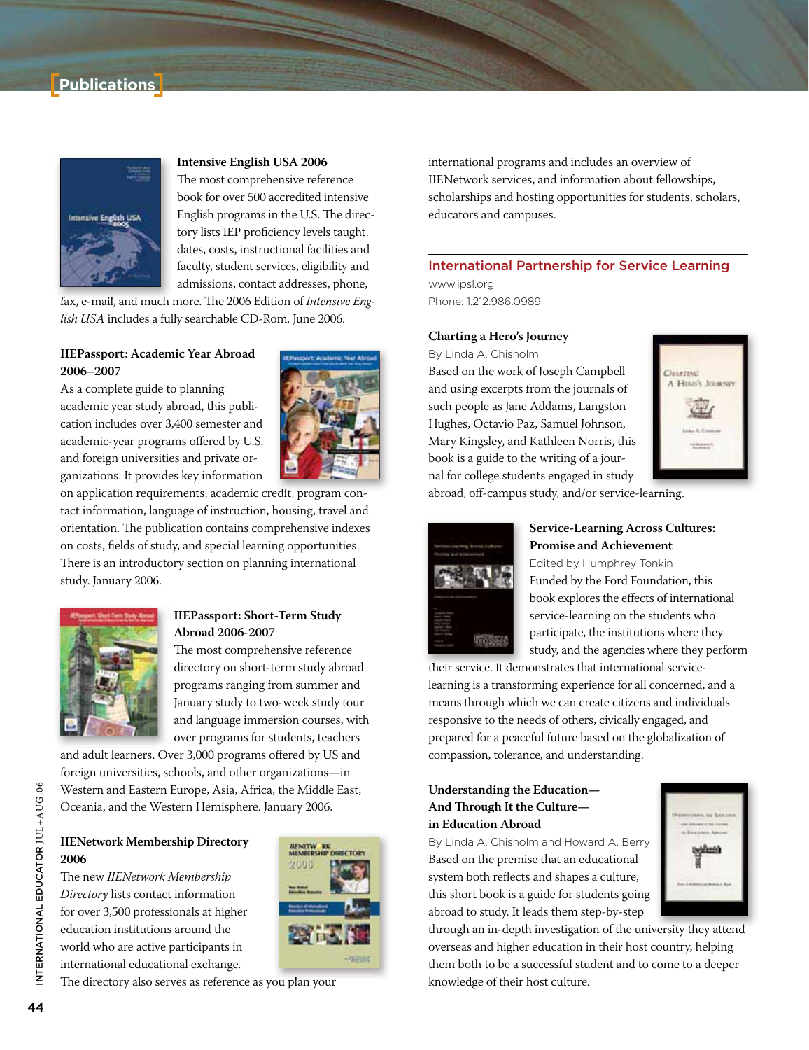# Publications

### Intensive English USA 2006

The most comprehensive reference book for over 500 accredited intensive English programs in the U.S. The directory lists IEP proficiency levels taught, dates, costs, instructional facilities and faculty, student services, eligibility and admissions, contact addresses, phone, fax, e-mail, and much more. The 2006 Edition of *Intensive English USA* includes a fully searchable CD-Rom. June 2006.

### IIEPassport: Academic Year Abroad 2006–2007

As a complete guide to planning academic year study abroad, this publication includes over 3,400 semester and academic-year programs offered by U.S. and foreign universities and private organizations. It provides key information on application requirements, academic credit, program contact information, language of instruction, housing, travel and orientation. The publication contains comprehensive indexes on costs, fields of study, and special learning opportunities. There is an introductory section on planning international study. January 2006.

### IIEPassport: Short-Term Study Abroad 2006-2007

The most comprehensive reference directory on short-term study abroad programs ranging from summer and January study to two-week study tour and language immersion courses, with over programs for students, teachers and adult learners. Over 3,000 programs offered by US and foreign universities, schools, and other organizations—in Western and Eastern Europe, Asia, Africa, the Middle East, Oceania, and the Western Hemisphere. January 2006.

### IIENetwork Membership Directory 2006

The new *IIENetwork Membership Directory* lists contact information for over 3,500 professionals at higher education institutions around the world who are active participants in international educational exchange. The directory also serves as reference as you plan your international programs and includes an overview of IIENetwork services, and information about fellowships, scholarships and hosting opportunities for students, scholars, educators and campuses.

## International Partnership for Service Learning

www.ipsl.org

Phone: 1.212.986.0989

### Charting a Hero's Journey

By Linda A. Chisholm

Based on the work of Joseph Campbell and using excerpts from the journals of such people as Jane Addams, Langston Hughes, Octavio Paz, Samuel Johnson, Mary Kingsley, and Kathleen Norris, this book is a guide to the writing of a journal for college students engaged in study abroad, off-campus study, and/or service-learning.

### Service-Learning Across Cultures: Promise and Achievement

Edited by Humphrey Tonkin

Funded by the Ford Foundation, this book explores the effects of international service-learning on the students who participate, the institutions where they study, and the agencies where they perform their service. It demonstrates that international service-learning is a transforming experience for all concerned, and a means through which we can create citizens and individuals responsive to the needs of others, civically engaged, and prepared for a peaceful future based on the globalization of compassion, tolerance, and understanding.

### Understanding the Education—And Through It the Culture—in Education Abroad

By Linda A. Chisholm and Howard A. Berry

Based on the premise that an educational system both reflects and shapes a culture, this short book is a guide for students going abroad to study. It leads them step-by-step through an in-depth investigation of the university they attend overseas and higher education in their host country, helping them both to be a successful student and to come to a deeper knowledge of their host culture.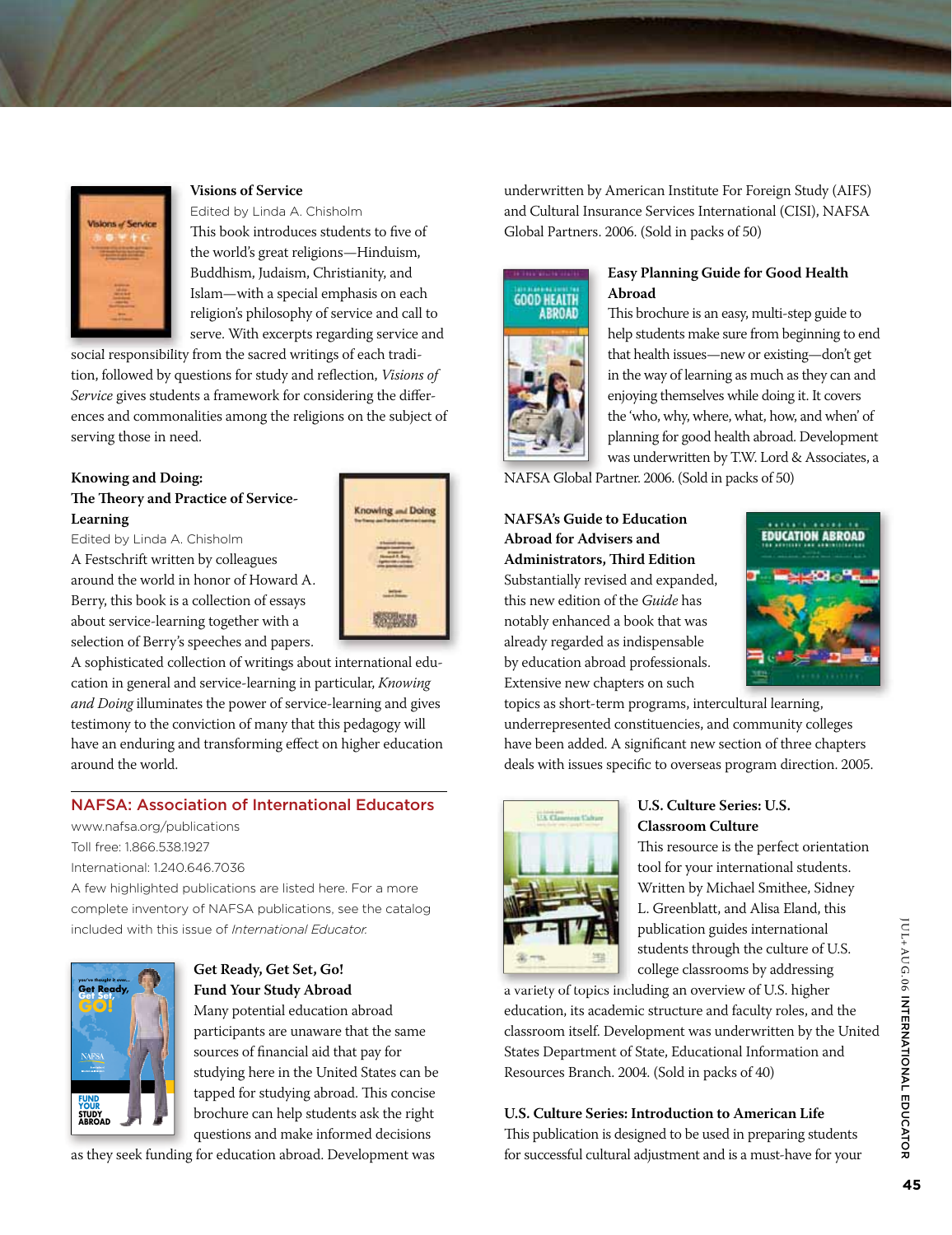### Visions of Service

Edited by Linda A. Chisholm

This book introduces students to five of the world's great religions—Hinduism, Buddhism, Judaism, Christianity, and Islam—with a special emphasis on each religion's philosophy of service and call to serve. With excerpts regarding service and social responsibility from the sacred writings of each tradition, followed by questions for study and reflection, *Visions of Service* gives students a framework for considering the differences and commonalities among the religions on the subject of serving those in need.

### Knowing and Doing: The Theory and Practice of Service-Learning

Edited by Linda A. Chisholm

A Festschrift written by colleagues around the world in honor of Howard A. Berry, this book is a collection of essays about service-learning together with a selection of Berry's speeches and papers. A sophisticated collection of writings about international education in general and service-learning in particular, *Knowing and Doing* illuminates the power of service-learning and gives testimony to the conviction of many that this pedagogy will have an enduring and transforming effect on higher education around the world.

## NAFSA: Association of International Educators

www.nafsa.org/publications

Toll free: 1.866.538.1927

International: 1.240.646.7036

A few highlighted publications are listed here. For a more complete inventory of NAFSA publications, see the catalog included with this issue of *International Educator.*

### Get Ready, Get Set, Go! Fund Your Study Abroad

Many potential education abroad participants are unaware that the same sources of financial aid that pay for studying here in the United States can be tapped for studying abroad. This concise brochure can help students ask the right questions and make informed decisions as they seek funding for education abroad. Development was underwritten by American Institute For Foreign Study (AIFS) and Cultural Insurance Services International (CISI), NAFSA Global Partners. 2006. (Sold in packs of 50)

### Easy Planning Guide for Good Health Abroad

This brochure is an easy, multi-step guide to help students make sure from beginning to end that health issues—new or existing—don't get in the way of learning as much as they can and enjoying themselves while doing it. It covers the 'who, why, where, what, how, and when' of planning for good health abroad. Development was underwritten by T.W. Lord & Associates, a NAFSA Global Partner. 2006. (Sold in packs of 50)

### NAFSA's Guide to Education Abroad for Advisers and Administrators, Third Edition

Substantially revised and expanded, this new edition of the *Guide* has notably enhanced a book that was already regarded as indispensable by education abroad professionals. Extensive new chapters on such topics as short-term programs, intercultural learning, underrepresented constituencies, and community colleges have been added. A significant new section of three chapters deals with issues specific to overseas program direction. 2005.

### U.S. Culture Series: U.S. Classroom Culture

This resource is the perfect orientation tool for your international students. Written by Michael Smithee, Sidney L. Greenblatt, and Alisa Eland, this publication guides international students through the culture of U.S. college classrooms by addressing a variety of topics including an overview of U.S. higher education, its academic structure and faculty roles, and the classroom itself. Development was underwritten by the United States Department of State, Educational Information and Resources Branch. 2004. (Sold in packs of 40)

### U.S. Culture Series: Introduction to American Life

This publication is designed to be used in preparing students for successful cultural adjustment and is a must-have for your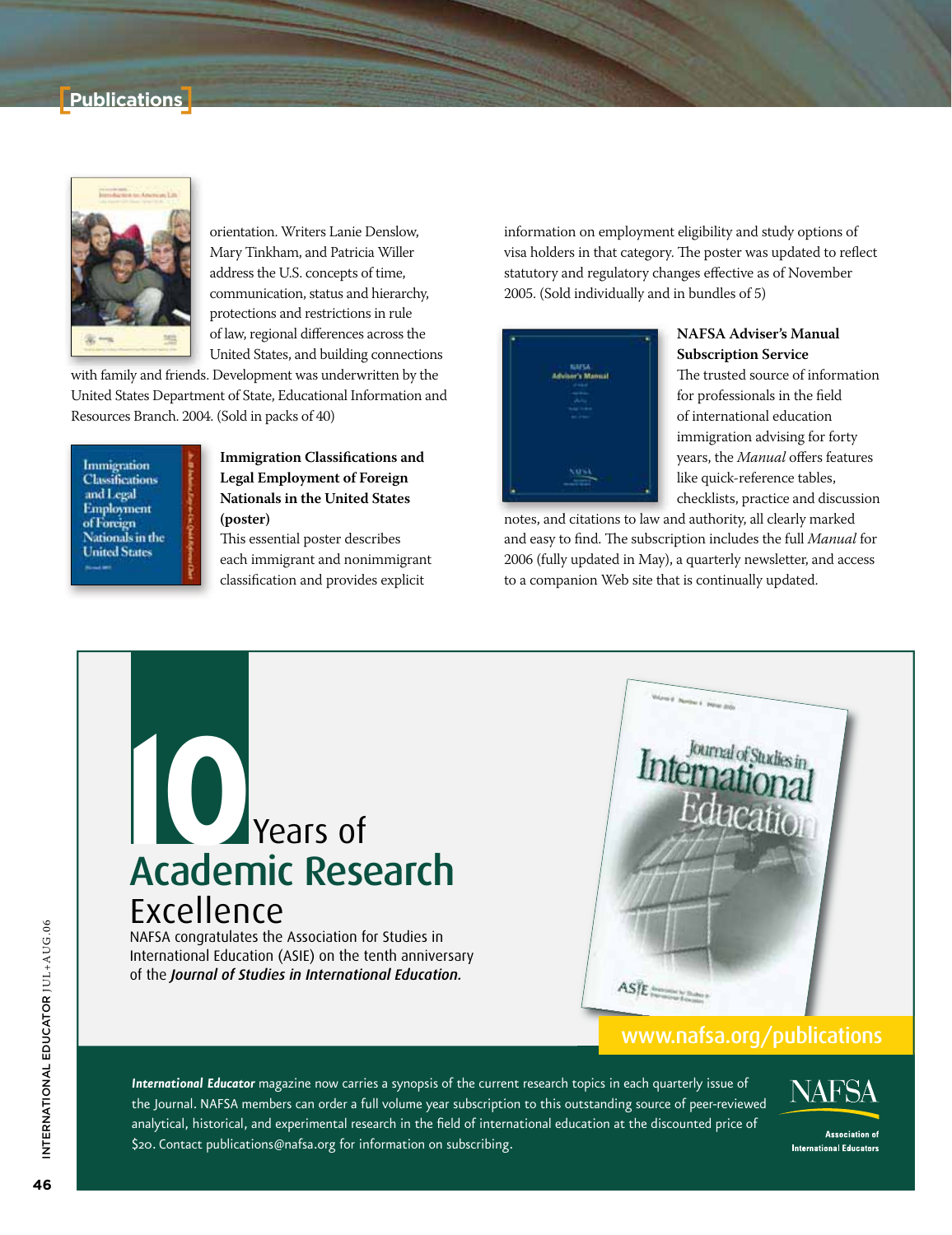orientation. Writers Lanie Denslow, Mary Tinkham, and Patricia Willer address the U.S. concepts of time, communication, status and hierarchy, protections and restrictions in rule of law, regional differences across the United States, and building connections with family and friends. Development was underwritten by the United States Department of State, Educational Information and Resources Branch. 2004. (Sold in packs of 40)

**Immigration Classifications and Legal Employment of Foreign Nationals in the United States (poster)**

This essential poster describes each immigrant and nonimmigrant classification and provides explicit information on employment eligibility and study options of visa holders in that category. The poster was updated to reflect statutory and regulatory changes effective as of November 2005. (Sold individually and in bundles of 5)

**NAFSA Adviser's Manual Subscription Service**

The trusted source of information for professionals in the field of international education immigration advising for forty years, the *Manual* offers features like quick-reference tables, checklists, practice and discussion notes, and citations to law and authority, all clearly marked and easy to find. The subscription includes the full *Manual* for 2006 (fully updated in May), a quarterly newsletter, and access to a companion Web site that is continually updated.

# 10 Years of Academic Research Excellence

NAFSA congratulates the Association for Studies in International Education (ASIE) on the tenth anniversary of the ***Journal of Studies in International Education.***

www.nafsa.org/publications

***International Educator*** magazine now carries a synopsis of the current research topics in each quarterly issue of the Journal. NAFSA members can order a full volume year subscription to this outstanding source of peer-reviewed analytical, historical, and experimental research in the field of international education at the discounted price of $20. Contact publications@nafsa.org for information on subscribing.

NAFSA

Association of International Educators